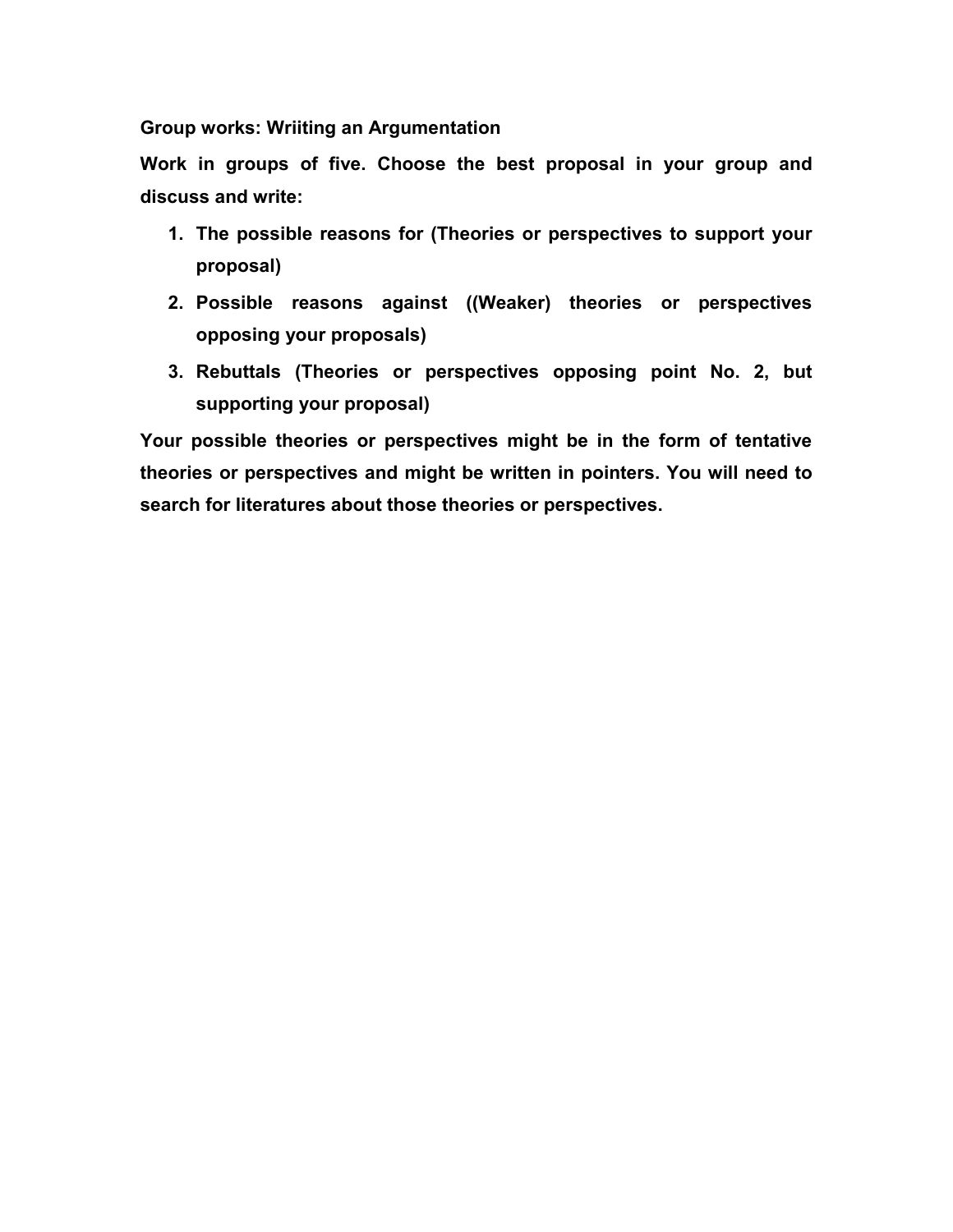**Group works: Wriiting an Argumentation**

**Work in groups of five. Choose the best proposal in your group and discuss and write:**

1. **The possible reasons for (Theories or perspectives to support your proposal)**
2. **Possible reasons against ((Weaker) theories or perspectives opposing your proposals)**
3. **Rebuttals (Theories or perspectives opposing point No. 2, but supporting your proposal)**

**Your possible theories or perspectives might be in the form of tentative theories or perspectives and might be written in pointers. You will need to search for literatures about those theories or perspectives.**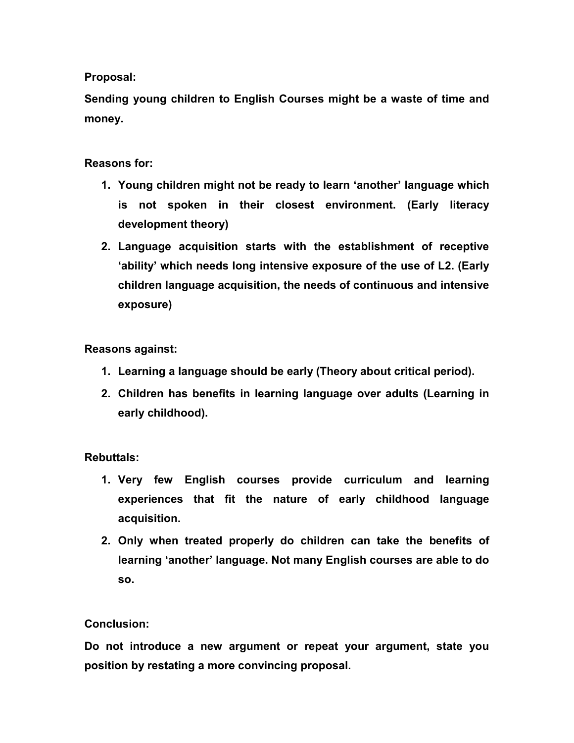**Proposal:**

**Sending young children to English Courses might be a waste of time and money.**

**Reasons for:**

1. **Young children might not be ready to learn 'another' language which is not spoken in their closest environment. (Early literacy development theory)**
2. **Language acquisition starts with the establishment of receptive 'ability' which needs long intensive exposure of the use of L2. (Early children language acquisition, the needs of continuous and intensive exposure)**

**Reasons against:**

1. **Learning a language should be early (Theory about critical period).**
2. **Children has benefits in learning language over adults (Learning in early childhood).**

**Rebuttals:**

1. **Very few English courses provide curriculum and learning experiences that fit the nature of early childhood language acquisition.**
2. **Only when treated properly do children can take the benefits of learning 'another' language. Not many English courses are able to do so.**

**Conclusion:**

**Do not introduce a new argument or repeat your argument, state you position by restating a more convincing proposal.**